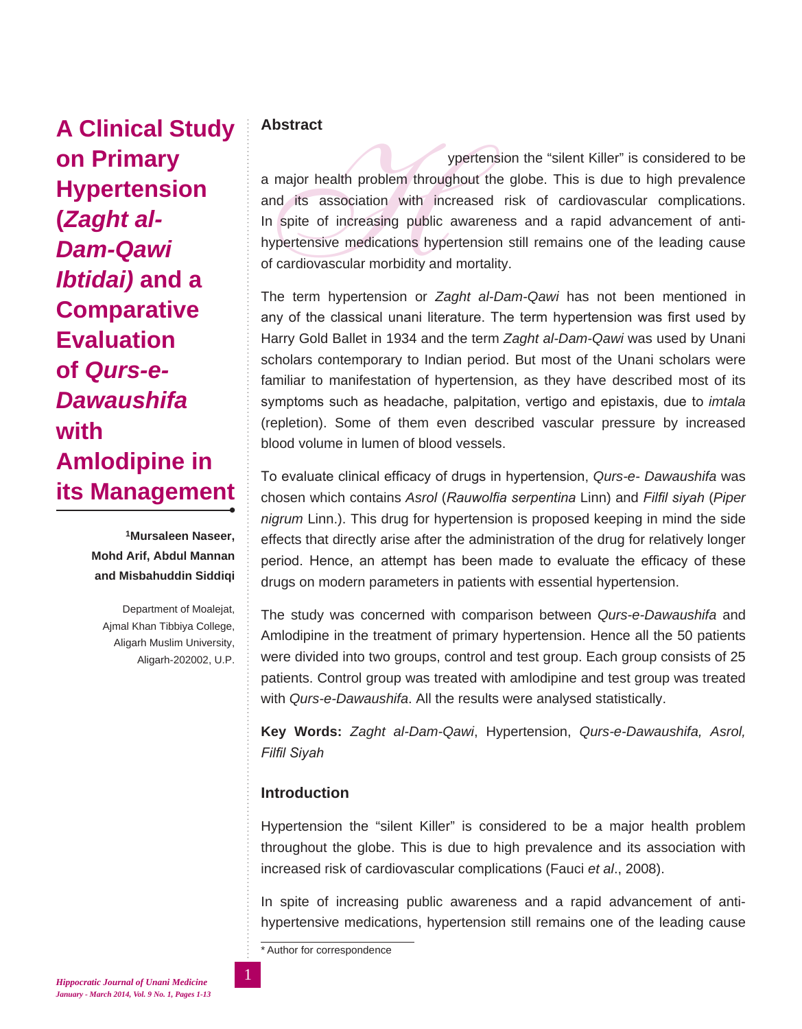# A Clinical Study on Primary Hypertension (*Zaght al-Dam-Qawi Ibtidai)* and a Comparative Evaluation of *Qurs-e-Dawaushifa* with Amlodipine in its Management

**[1]Mursaleen Naseer, Mohd Arif, Abdul Mannan and Misbahuddin Siddiqi**

Department of Moalejat,
Ajmal Khan Tibbiya College,
Aligarh Muslim University,
Aligarh-202002, U.P.

## Abstract

Hypertension the "silent Killer" is considered to be a major health problem throughout the globe. This is due to high prevalence and its association with increased risk of cardiovascular complications. In spite of increasing public awareness and a rapid advancement of anti-hypertensive medications hypertension still remains one of the leading cause of cardiovascular morbidity and mortality.

The term hypertension or *Zaght al-Dam-Qawi* has not been mentioned in any of the classical unani literature. The term hypertension was first used by Harry Gold Ballet in 1934 and the term *Zaght al-Dam-Qawi* was used by Unani scholars contemporary to Indian period. But most of the Unani scholars were familiar to manifestation of hypertension, as they have described most of its symptoms such as headache, palpitation, vertigo and epistaxis, due to *imtala* (repletion). Some of them even described vascular pressure by increased blood volume in lumen of blood vessels.

To evaluate clinical efficacy of drugs in hypertension, *Qurs-e- Dawaushifa* was chosen which contains *Asrol* (*Rauwolfia serpentina* Linn) and *Filfil siyah* (*Piper nigrum* Linn.). This drug for hypertension is proposed keeping in mind the side effects that directly arise after the administration of the drug for relatively longer period. Hence, an attempt has been made to evaluate the efficacy of these drugs on modern parameters in patients with essential hypertension.

The study was concerned with comparison between *Qurs-e-Dawaushifa* and Amlodipine in the treatment of primary hypertension. Hence all the 50 patients were divided into two groups, control and test group. Each group consists of 25 patients. Control group was treated with amlodipine and test group was treated with *Qurs-e-Dawaushifa*. All the results were analysed statistically.

**Key Words:** *Zaght al-Dam-Qawi*, Hypertension, *Qurs-e-Dawaushifa, Asrol, Filfil Siyah*

## Introduction

Hypertension the "silent Killer" is considered to be a major health problem throughout the globe. This is due to high prevalence and its association with increased risk of cardiovascular complications (Fauci *et al*., 2008).

In spite of increasing public awareness and a rapid advancement of anti-hypertensive medications, hypertension still remains one of the leading cause

* Author for correspondence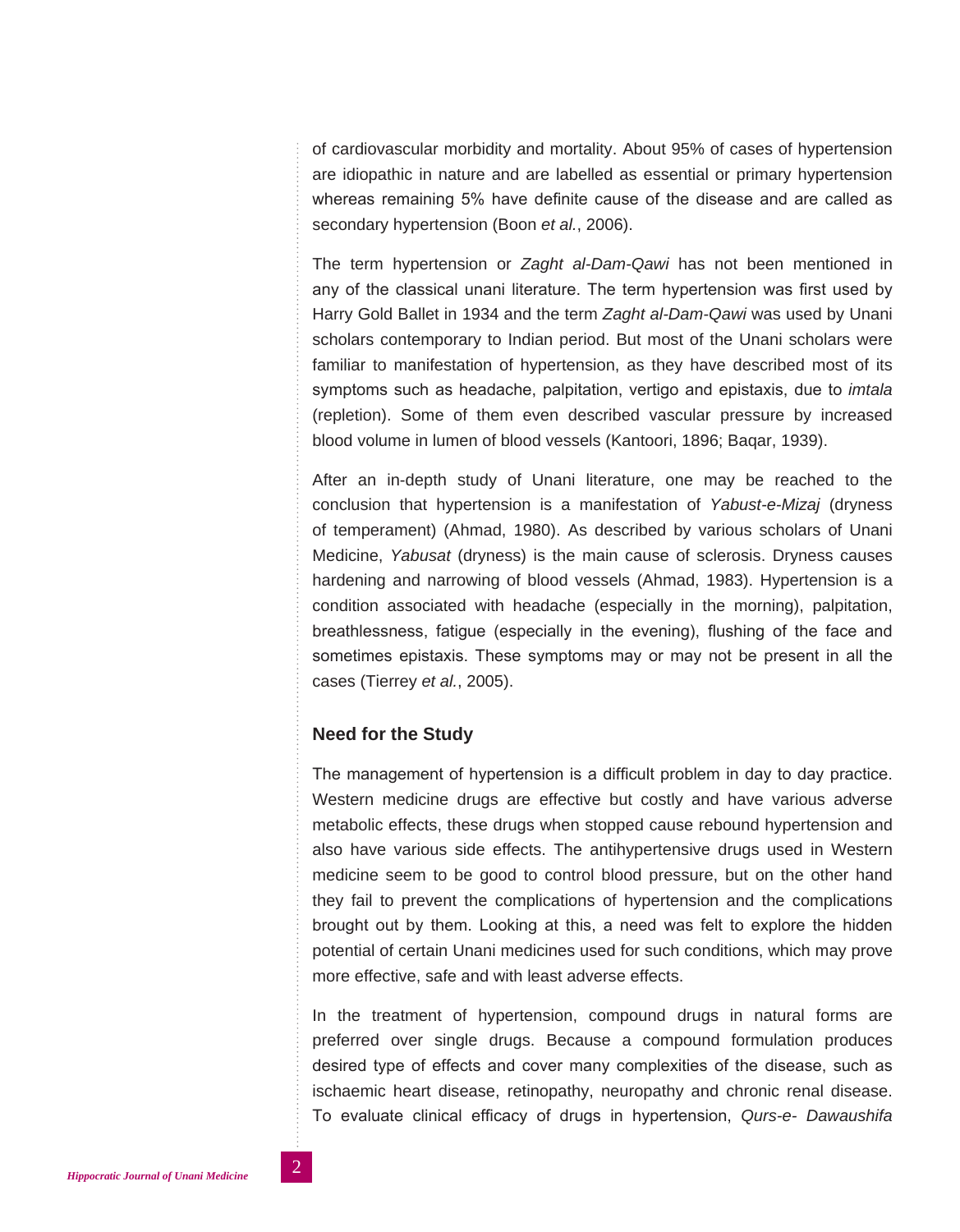of cardiovascular morbidity and mortality. About 95% of cases of hypertension are idiopathic in nature and are labelled as essential or primary hypertension whereas remaining 5% have definite cause of the disease and are called as secondary hypertension (Boon *et al.*, 2006).

The term hypertension or *Zaght al-Dam-Qawi* has not been mentioned in any of the classical unani literature. The term hypertension was first used by Harry Gold Ballet in 1934 and the term *Zaght al-Dam-Qawi* was used by Unani scholars contemporary to Indian period. But most of the Unani scholars were familiar to manifestation of hypertension, as they have described most of its symptoms such as headache, palpitation, vertigo and epistaxis, due to *imtala* (repletion). Some of them even described vascular pressure by increased blood volume in lumen of blood vessels (Kantoori, 1896; Baqar, 1939).

After an in-depth study of Unani literature, one may be reached to the conclusion that hypertension is a manifestation of *Yabust-e-Mizaj* (dryness of temperament) (Ahmad, 1980). As described by various scholars of Unani Medicine, *Yabusat* (dryness) is the main cause of sclerosis. Dryness causes hardening and narrowing of blood vessels (Ahmad, 1983). Hypertension is a condition associated with headache (especially in the morning), palpitation, breathlessness, fatigue (especially in the evening), flushing of the face and sometimes epistaxis. These symptoms may or may not be present in all the cases (Tierrey *et al.*, 2005).

## Need for the Study

The management of hypertension is a difficult problem in day to day practice. Western medicine drugs are effective but costly and have various adverse metabolic effects, these drugs when stopped cause rebound hypertension and also have various side effects. The antihypertensive drugs used in Western medicine seem to be good to control blood pressure, but on the other hand they fail to prevent the complications of hypertension and the complications brought out by them. Looking at this, a need was felt to explore the hidden potential of certain Unani medicines used for such conditions, which may prove more effective, safe and with least adverse effects.

In the treatment of hypertension, compound drugs in natural forms are preferred over single drugs. Because a compound formulation produces desired type of effects and cover many complexities of the disease, such as ischaemic heart disease, retinopathy, neuropathy and chronic renal disease. To evaluate clinical efficacy of drugs in hypertension, *Qurs-e- Dawaushifa*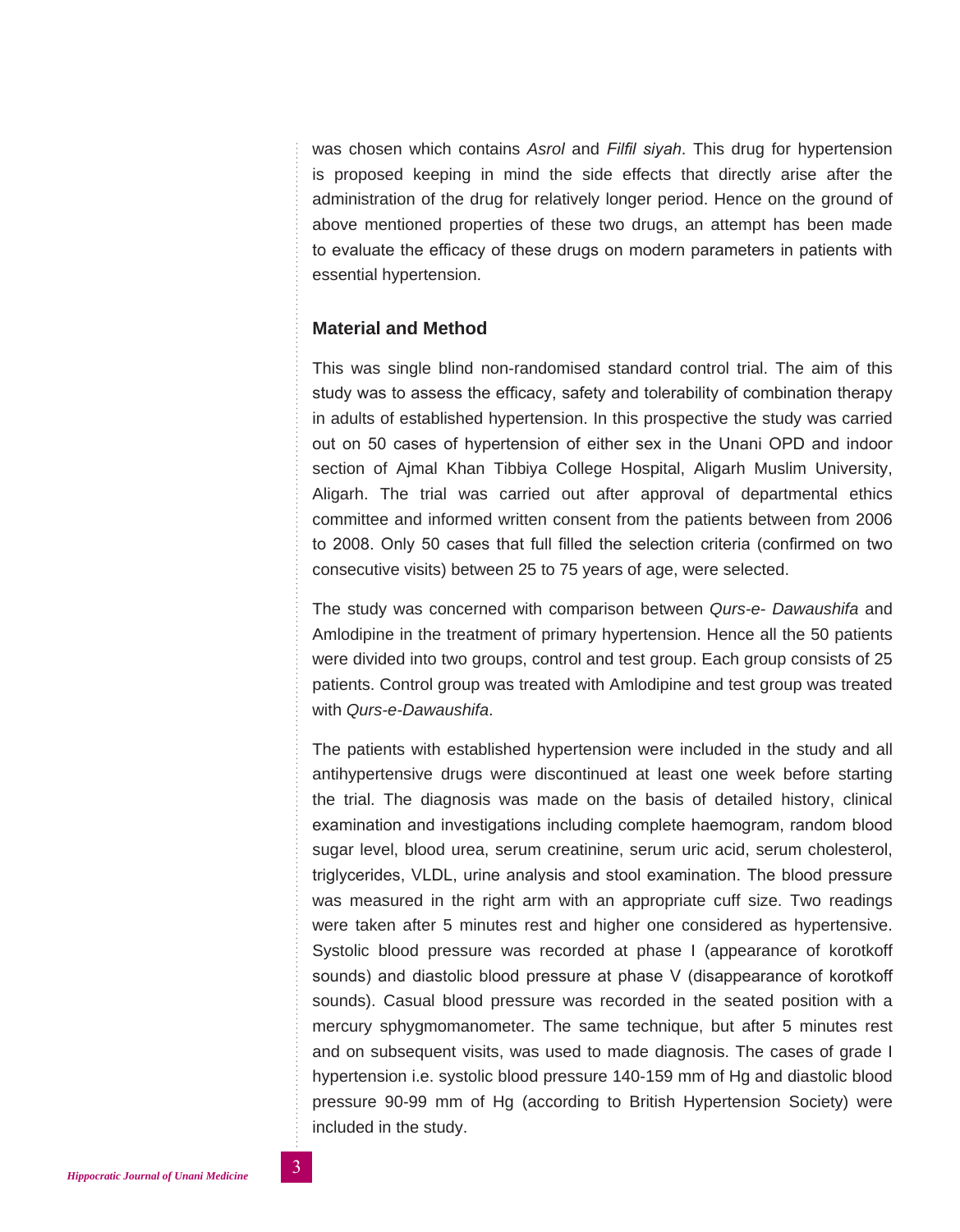was chosen which contains *Asrol* and *Filfil siyah*. This drug for hypertension is proposed keeping in mind the side effects that directly arise after the administration of the drug for relatively longer period. Hence on the ground of above mentioned properties of these two drugs, an attempt has been made to evaluate the efficacy of these drugs on modern parameters in patients with essential hypertension.

## Material and Method

This was single blind non-randomised standard control trial. The aim of this study was to assess the efficacy, safety and tolerability of combination therapy in adults of established hypertension. In this prospective the study was carried out on 50 cases of hypertension of either sex in the Unani OPD and indoor section of Ajmal Khan Tibbiya College Hospital, Aligarh Muslim University, Aligarh. The trial was carried out after approval of departmental ethics committee and informed written consent from the patients between from 2006 to 2008. Only 50 cases that full filled the selection criteria (confirmed on two consecutive visits) between 25 to 75 years of age, were selected.

The study was concerned with comparison between *Qurs-e- Dawaushifa* and Amlodipine in the treatment of primary hypertension. Hence all the 50 patients were divided into two groups, control and test group. Each group consists of 25 patients. Control group was treated with Amlodipine and test group was treated with *Qurs-e-Dawaushifa*.

The patients with established hypertension were included in the study and all antihypertensive drugs were discontinued at least one week before starting the trial. The diagnosis was made on the basis of detailed history, clinical examination and investigations including complete haemogram, random blood sugar level, blood urea, serum creatinine, serum uric acid, serum cholesterol, triglycerides, VLDL, urine analysis and stool examination. The blood pressure was measured in the right arm with an appropriate cuff size. Two readings were taken after 5 minutes rest and higher one considered as hypertensive. Systolic blood pressure was recorded at phase I (appearance of korotkoff sounds) and diastolic blood pressure at phase V (disappearance of korotkoff sounds). Casual blood pressure was recorded in the seated position with a mercury sphygmomanometer. The same technique, but after 5 minutes rest and on subsequent visits, was used to made diagnosis. The cases of grade I hypertension i.e. systolic blood pressure 140-159 mm of Hg and diastolic blood pressure 90-99 mm of Hg (according to British Hypertension Society) were included in the study.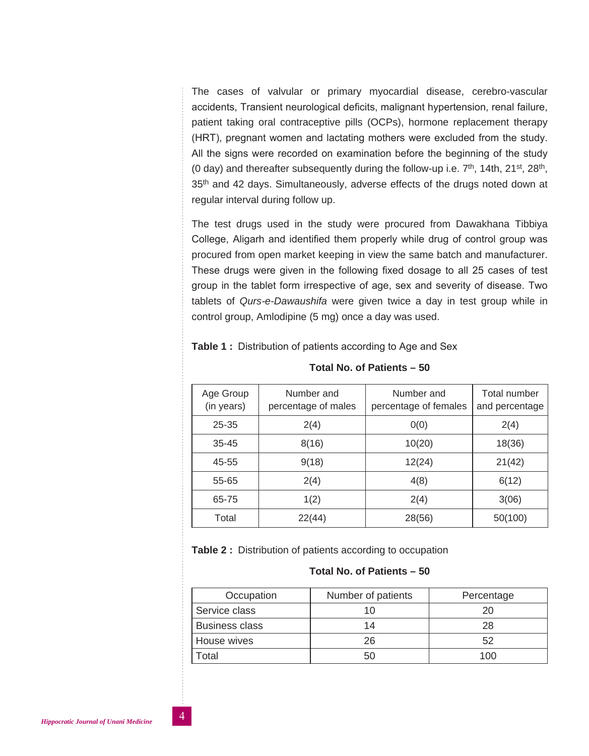The cases of valvular or primary myocardial disease, cerebro-vascular accidents, Transient neurological deficits, malignant hypertension, renal failure, patient taking oral contraceptive pills (OCPs), hormone replacement therapy (HRT), pregnant women and lactating mothers were excluded from the study. All the signs were recorded on examination before the beginning of the study (0 day) and thereafter subsequently during the follow-up i.e. 7$^{th}$, 14th, 21$^{st}$, 28$^{th}$, 35$^{th}$ and 42 days. Simultaneously, adverse effects of the drugs noted down at regular interval during follow up.

The test drugs used in the study were procured from Dawakhana Tibbiya College, Aligarh and identified them properly while drug of control group was procured from open market keeping in view the same batch and manufacturer. These drugs were given in the following fixed dosage to all 25 cases of test group in the tablet form irrespective of age, sex and severity of disease. Two tablets of *Qurs-e-Dawaushifa* were given twice a day in test group while in control group, Amlodipine (5 mg) once a day was used.

**Table 1 :** Distribution of patients according to Age and Sex

**Total No. of Patients – 50**

| Age Group (in years) | Number and percentage of males | Number and percentage of females | Total number and percentage |
|---|---|---|---|
| 25-35 | 2(4) | 0(0) | 2(4) |
| 35-45 | 8(16) | 10(20) | 18(36) |
| 45-55 | 9(18) | 12(24) | 21(42) |
| 55-65 | 2(4) | 4(8) | 6(12) |
| 65-75 | 1(2) | 2(4) | 3(06) |
| Total | 22(44) | 28(56) | 50(100) |

**Table 2 :** Distribution of patients according to occupation

**Total No. of Patients – 50**

| Occupation | Number of patients | Percentage |
|---|---|---|
| Service class | 10 | 20 |
| Business class | 14 | 28 |
| House wives | 26 | 52 |
| Total | 50 | 100 |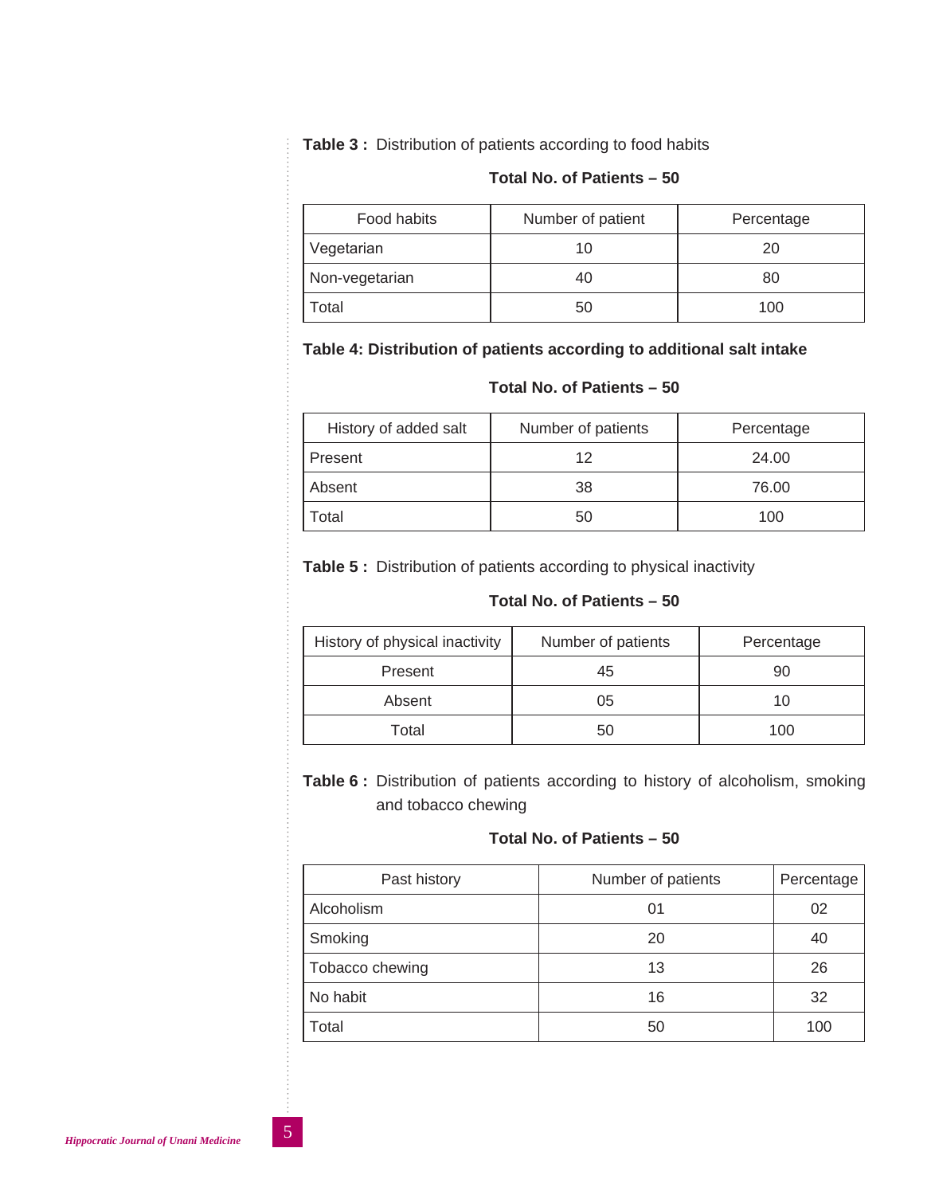**Table 3 :** Distribution of patients according to food habits

**Total No. of Patients – 50**

| Food habits | Number of patient | Percentage |
|---|---|---|
| Vegetarian | 10 | 20 |
| Non-vegetarian | 40 | 80 |
| Total | 50 | 100 |

**Table 4: Distribution of patients according to additional salt intake**

**Total No. of Patients – 50**

| History of added salt | Number of patients | Percentage |
|---|---|---|
| Present | 12 | 24.00 |
| Absent | 38 | 76.00 |
| Total | 50 | 100 |

**Table 5 :** Distribution of patients according to physical inactivity

**Total No. of Patients – 50**

| History of physical inactivity | Number of patients | Percentage |
|---|---|---|
| Present | 45 | 90 |
| Absent | 05 | 10 |
| Total | 50 | 100 |

**Table 6 :** Distribution of patients according to history of alcoholism, smoking and tobacco chewing

**Total No. of Patients – 50**

| Past history | Number of patients | Percentage |
|---|---|---|
| Alcoholism | 01 | 02 |
| Smoking | 20 | 40 |
| Tobacco chewing | 13 | 26 |
| No habit | 16 | 32 |
| Total | 50 | 100 |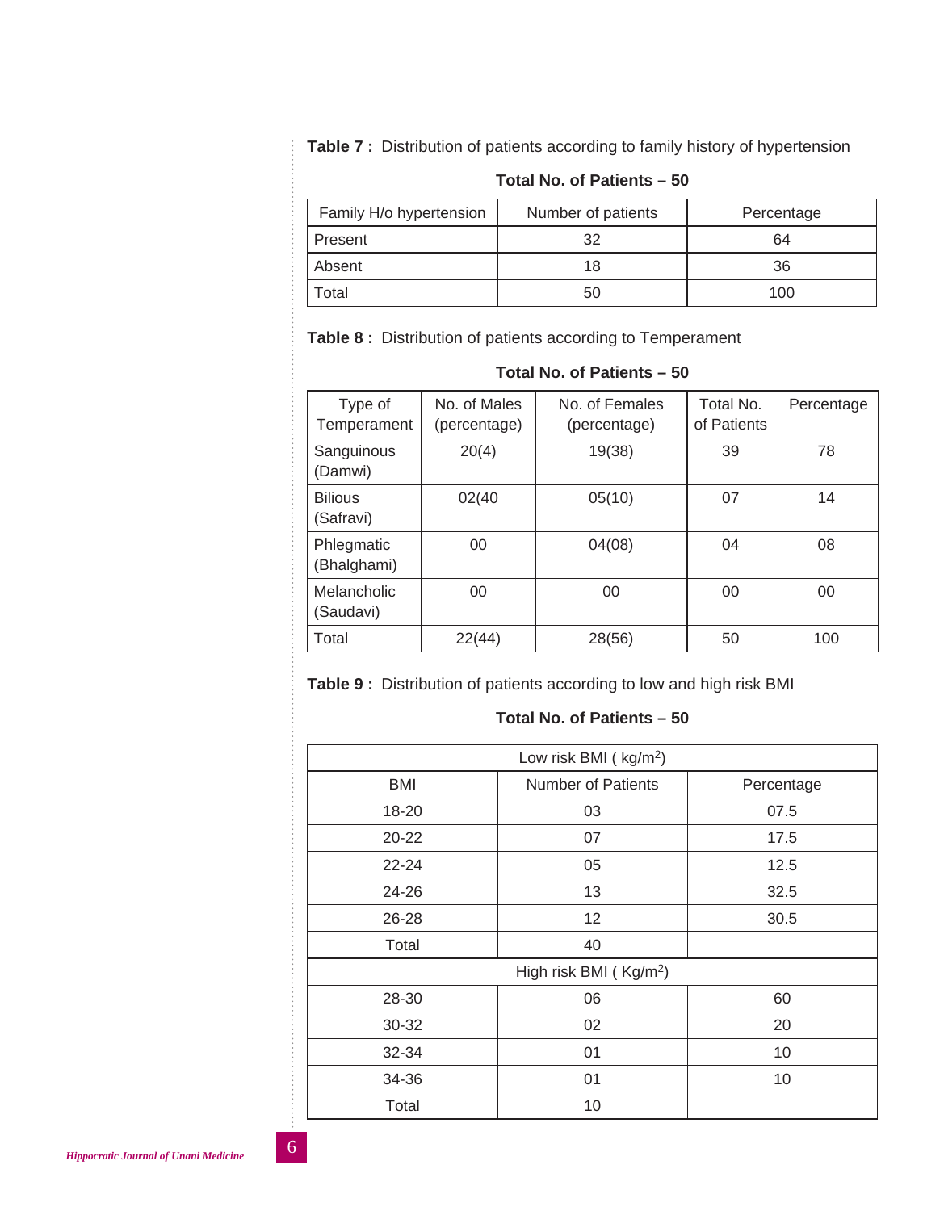**Table 7 :** Distribution of patients according to family history of hypertension

**Total No. of Patients – 50**

| Family H/o hypertension | Number of patients | Percentage |
|---|---|---|
| Present | 32 | 64 |
| Absent | 18 | 36 |
| Total | 50 | 100 |

**Table 8 :** Distribution of patients according to Temperament

**Total No. of Patients – 50**

| Type of Temperament | No. of Males (percentage) | No. of Females (percentage) | Total No. of Patients | Percentage |
|---|---|---|---|---|
| Sanguinous (Damwi) | 20(4) | 19(38) | 39 | 78 |
| Bilious (Safravi) | 02(40 | 05(10) | 07 | 14 |
| Phlegmatic (Bhalghami) | 00 | 04(08) | 04 | 08 |
| Melancholic (Saudavi) | 00 | 00 | 00 | 00 |
| Total | 22(44) | 28(56) | 50 | 100 |

**Table 9 :** Distribution of patients according to low and high risk BMI

**Total No. of Patients – 50**

| Low risk BMI ( $kg/m^2$) | | |
|---|---|---|
| BMI | Number of Patients | Percentage |
| 18-20 | 03 | 07.5 |
| 20-22 | 07 | 17.5 |
| 22-24 | 05 | 12.5 |
| 24-26 | 13 | 32.5 |
| 26-28 | 12 | 30.5 |
| Total | 40 | |
| High risk BMI ( $Kg/m^2$) | | |
| 28-30 | 06 | 60 |
| 30-32 | 02 | 20 |
| 32-34 | 01 | 10 |
| 34-36 | 01 | 10 |
| Total | 10 | |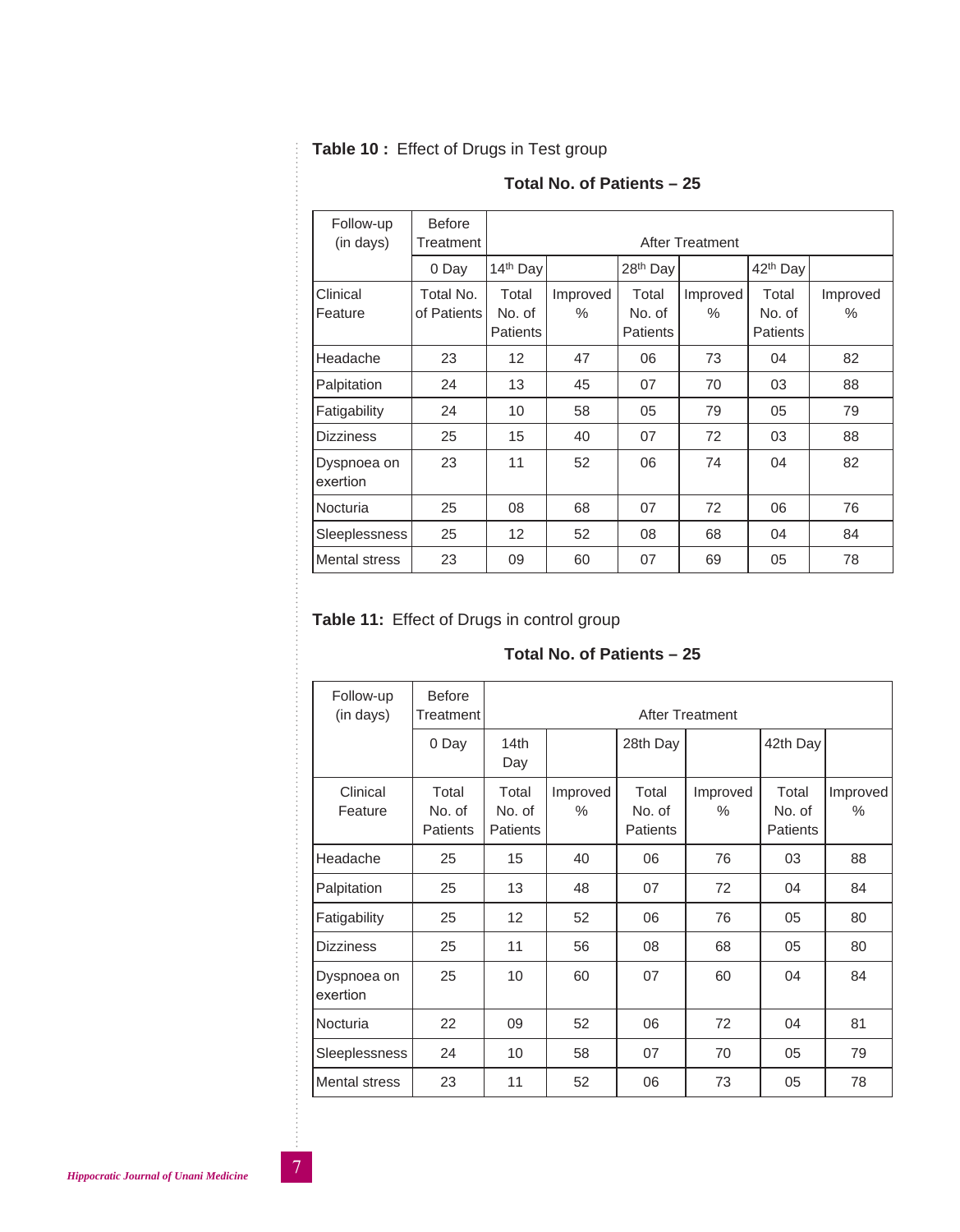**Table 10 :** Effect of Drugs in Test group

**Total No. of Patients – 25**

| Follow-up (in days) | Before Treatment | After Treatment | | | | | |
|---|---|---|---|---|---|---|---|
| | 0 Day | 14th Day | | 28th Day | | 42th Day | |
| Clinical Feature | Total No. of Patients | Total No. of Patients | Improved % | Total No. of Patients | Improved % | Total No. of Patients | Improved % |
| Headache | 23 | 12 | 47 | 06 | 73 | 04 | 82 |
| Palpitation | 24 | 13 | 45 | 07 | 70 | 03 | 88 |
| Fatigability | 24 | 10 | 58 | 05 | 79 | 05 | 79 |
| Dizziness | 25 | 15 | 40 | 07 | 72 | 03 | 88 |
| Dyspnoea on exertion | 23 | 11 | 52 | 06 | 74 | 04 | 82 |
| Nocturia | 25 | 08 | 68 | 07 | 72 | 06 | 76 |
| Sleeplessness | 25 | 12 | 52 | 08 | 68 | 04 | 84 |
| Mental stress | 23 | 09 | 60 | 07 | 69 | 05 | 78 |

**Table 11:** Effect of Drugs in control group

**Total No. of Patients – 25**

| Follow-up (in days) | Before Treatment | After Treatment | | | | | |
|---|---|---|---|---|---|---|---|
| | 0 Day | 14th Day | | 28th Day | | 42th Day | |
| Clinical Feature | Total No. of Patients | Total No. of Patients | Improved % | Total No. of Patients | Improved % | Total No. of Patients | Improved % |
| Headache | 25 | 15 | 40 | 06 | 76 | 03 | 88 |
| Palpitation | 25 | 13 | 48 | 07 | 72 | 04 | 84 |
| Fatigability | 25 | 12 | 52 | 06 | 76 | 05 | 80 |
| Dizziness | 25 | 11 | 56 | 08 | 68 | 05 | 80 |
| Dyspnoea on exertion | 25 | 10 | 60 | 07 | 60 | 04 | 84 |
| Nocturia | 22 | 09 | 52 | 06 | 72 | 04 | 81 |
| Sleeplessness | 24 | 10 | 58 | 07 | 70 | 05 | 79 |
| Mental stress | 23 | 11 | 52 | 06 | 73 | 05 | 78 |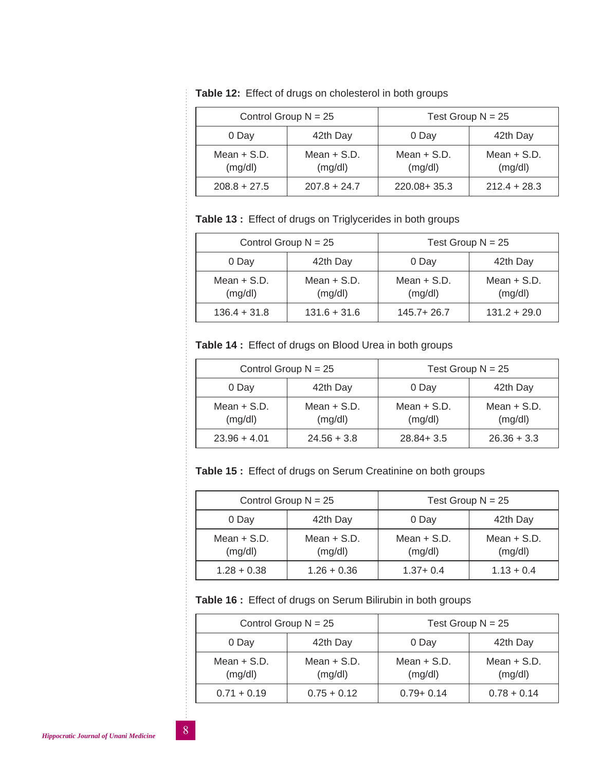**Table 12:** Effect of drugs on cholesterol in both groups

| Control Group N = 25 | | Test Group N = 25 | |
|---|---|---|---|
| 0 Day | 42th Day | 0 Day | 42th Day |
| Mean + S.D. (mg/dl) | Mean + S.D. (mg/dl) | Mean + S.D. (mg/dl) | Mean + S.D. (mg/dl) |
| 208.8 + 27.5 | 207.8 + 24.7 | 220.08+ 35.3 | 212.4 + 28.3 |

**Table 13 :** Effect of drugs on Triglycerides in both groups

| Control Group N = 25 | | Test Group N = 25 | |
|---|---|---|---|
| 0 Day | 42th Day | 0 Day | 42th Day |
| Mean + S.D. (mg/dl) | Mean + S.D. (mg/dl) | Mean + S.D. (mg/dl) | Mean + S.D. (mg/dl) |
| 136.4 + 31.8 | 131.6 + 31.6 | 145.7+ 26.7 | 131.2 + 29.0 |

**Table 14 :** Effect of drugs on Blood Urea in both groups

| Control Group N = 25 | | Test Group N = 25 | |
|---|---|---|---|
| 0 Day | 42th Day | 0 Day | 42th Day |
| Mean + S.D. (mg/dl) | Mean + S.D. (mg/dl) | Mean + S.D. (mg/dl) | Mean + S.D. (mg/dl) |
| 23.96 + 4.01 | 24.56 + 3.8 | 28.84+ 3.5 | 26.36 + 3.3 |

**Table 15 :** Effect of drugs on Serum Creatinine on both groups

| Control Group N = 25 | | Test Group N = 25 | |
|---|---|---|---|
| 0 Day | 42th Day | 0 Day | 42th Day |
| Mean + S.D. (mg/dl) | Mean + S.D. (mg/dl) | Mean + S.D. (mg/dl) | Mean + S.D. (mg/dl) |
| 1.28 + 0.38 | 1.26 + 0.36 | 1.37+ 0.4 | 1.13 + 0.4 |

**Table 16 :** Effect of drugs on Serum Bilirubin in both groups

| Control Group N = 25 | | Test Group N = 25 | |
|---|---|---|---|
| 0 Day | 42th Day | 0 Day | 42th Day |
| Mean + S.D. (mg/dl) | Mean + S.D. (mg/dl) | Mean + S.D. (mg/dl) | Mean + S.D. (mg/dl) |
| 0.71 + 0.19 | 0.75 + 0.12 | 0.79+ 0.14 | 0.78 + 0.14 |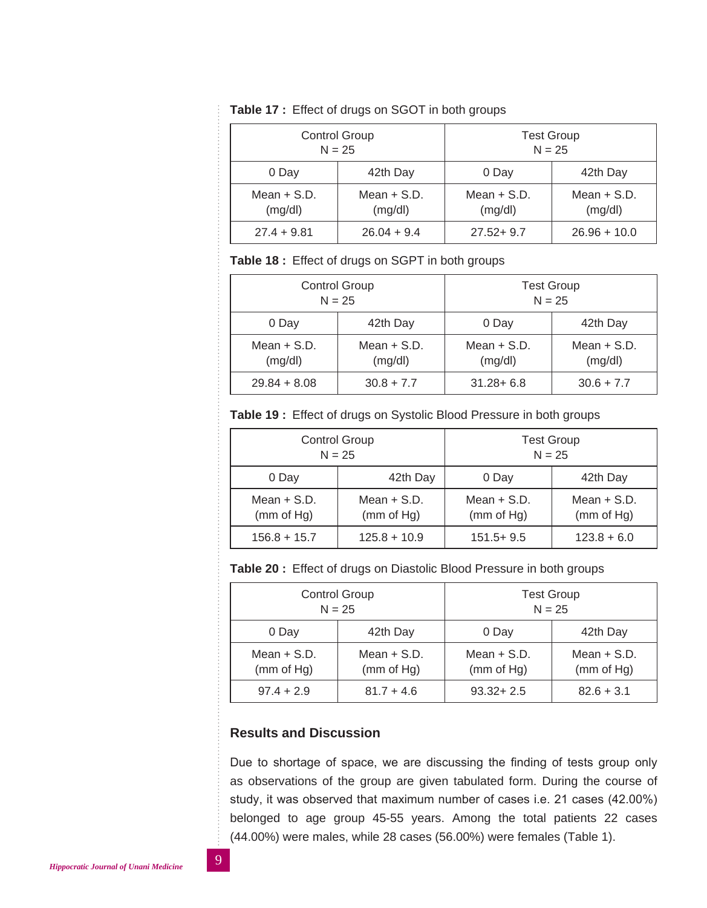**Table 17 :** Effect of drugs on SGOT in both groups

| Control Group N = 25 | | Test Group N = 25 | |
|---|---|---|---|
| 0 Day | 42th Day | 0 Day | 42th Day |
| Mean + S.D. (mg/dl) | Mean + S.D. (mg/dl) | Mean + S.D. (mg/dl) | Mean + S.D. (mg/dl) |
| 27.4 + 9.81 | 26.04 + 9.4 | 27.52+ 9.7 | 26.96 + 10.0 |

**Table 18 :** Effect of drugs on SGPT in both groups

| Control Group N = 25 | | Test Group N = 25 | |
|---|---|---|---|
| 0 Day | 42th Day | 0 Day | 42th Day |
| Mean + S.D. (mg/dl) | Mean + S.D. (mg/dl) | Mean + S.D. (mg/dl) | Mean + S.D. (mg/dl) |
| 29.84 + 8.08 | 30.8 + 7.7 | 31.28+ 6.8 | 30.6 + 7.7 |

**Table 19 :** Effect of drugs on Systolic Blood Pressure in both groups

| Control Group N = 25 | | Test Group N = 25 | |
|---|---|---|---|
| 0 Day | 42th Day | 0 Day | 42th Day |
| Mean + S.D. (mm of Hg) | Mean + S.D. (mm of Hg) | Mean + S.D. (mm of Hg) | Mean + S.D. (mm of Hg) |
| 156.8 + 15.7 | 125.8 + 10.9 | 151.5+ 9.5 | 123.8 + 6.0 |

**Table 20 :** Effect of drugs on Diastolic Blood Pressure in both groups

| Control Group N = 25 | | Test Group N = 25 | |
|---|---|---|---|
| 0 Day | 42th Day | 0 Day | 42th Day |
| Mean + S.D. (mm of Hg) | Mean + S.D. (mm of Hg) | Mean + S.D. (mm of Hg) | Mean + S.D. (mm of Hg) |
| 97.4 + 2.9 | 81.7 + 4.6 | 93.32+ 2.5 | 82.6 + 3.1 |

## Results and Discussion

Due to shortage of space, we are discussing the finding of tests group only as observations of the group are given tabulated form. During the course of study, it was observed that maximum number of cases i.e. 21 cases (42.00%) belonged to age group 45-55 years. Among the total patients 22 cases (44.00%) were males, while 28 cases (56.00%) were females (Table 1).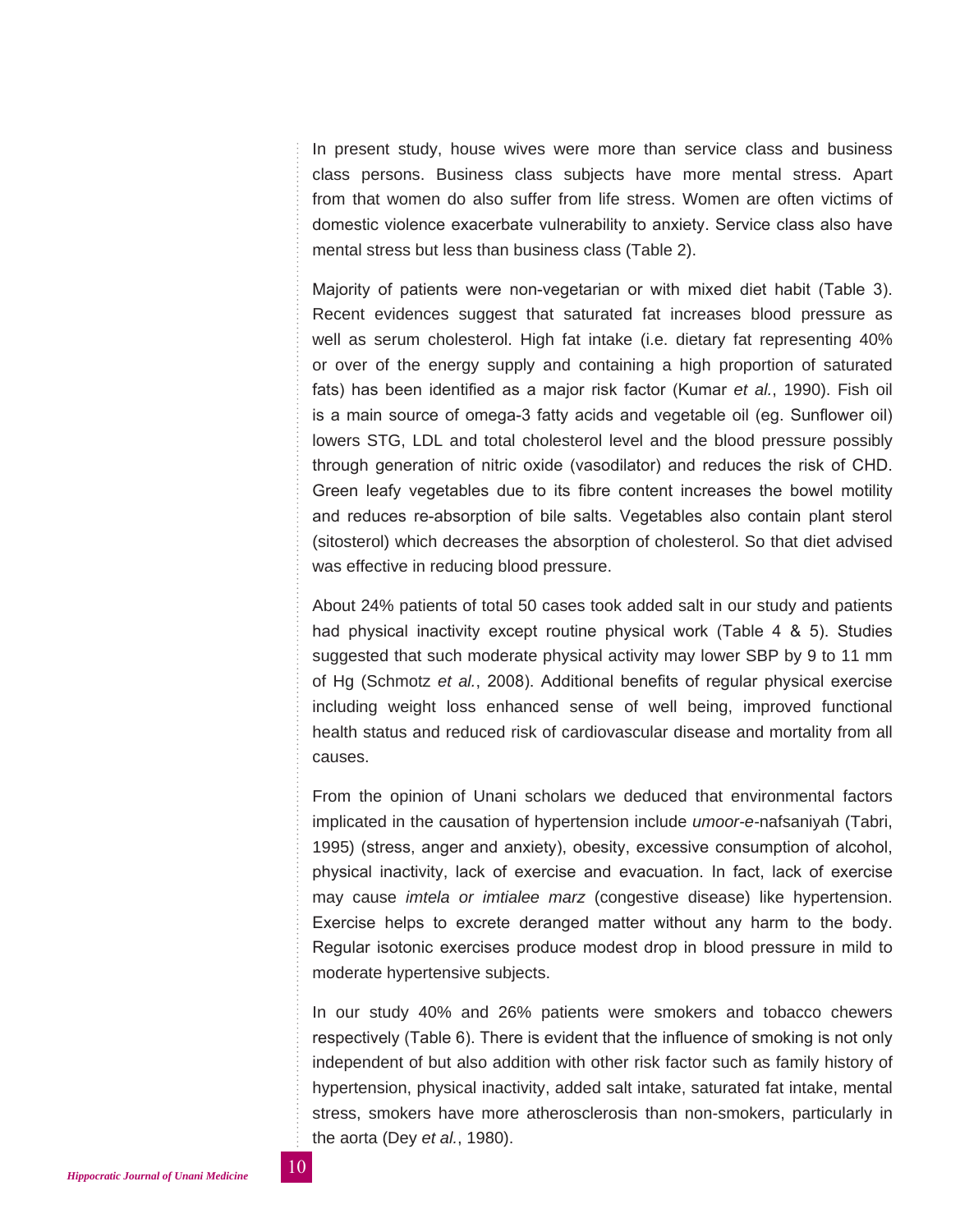In present study, house wives were more than service class and business class persons. Business class subjects have more mental stress. Apart from that women do also suffer from life stress. Women are often victims of domestic violence exacerbate vulnerability to anxiety. Service class also have mental stress but less than business class (Table 2).

Majority of patients were non-vegetarian or with mixed diet habit (Table 3). Recent evidences suggest that saturated fat increases blood pressure as well as serum cholesterol. High fat intake (i.e. dietary fat representing 40% or over of the energy supply and containing a high proportion of saturated fats) has been identified as a major risk factor (Kumar *et al.*, 1990). Fish oil is a main source of omega-3 fatty acids and vegetable oil (eg. Sunflower oil) lowers STG, LDL and total cholesterol level and the blood pressure possibly through generation of nitric oxide (vasodilator) and reduces the risk of CHD. Green leafy vegetables due to its fibre content increases the bowel motility and reduces re-absorption of bile salts. Vegetables also contain plant sterol (sitosterol) which decreases the absorption of cholesterol. So that diet advised was effective in reducing blood pressure.

About 24% patients of total 50 cases took added salt in our study and patients had physical inactivity except routine physical work (Table 4 & 5). Studies suggested that such moderate physical activity may lower SBP by 9 to 11 mm of Hg (Schmotz *et al.*, 2008). Additional benefits of regular physical exercise including weight loss enhanced sense of well being, improved functional health status and reduced risk of cardiovascular disease and mortality from all causes.

From the opinion of Unani scholars we deduced that environmental factors implicated in the causation of hypertension include *umoor-e*-nafsaniyah (Tabri, 1995) (stress, anger and anxiety), obesity, excessive consumption of alcohol, physical inactivity, lack of exercise and evacuation. In fact, lack of exercise may cause *imtela or imtialee marz* (congestive disease) like hypertension. Exercise helps to excrete deranged matter without any harm to the body. Regular isotonic exercises produce modest drop in blood pressure in mild to moderate hypertensive subjects.

In our study 40% and 26% patients were smokers and tobacco chewers respectively (Table 6). There is evident that the influence of smoking is not only independent of but also addition with other risk factor such as family history of hypertension, physical inactivity, added salt intake, saturated fat intake, mental stress, smokers have more atherosclerosis than non-smokers, particularly in the aorta (Dey *et al.*, 1980).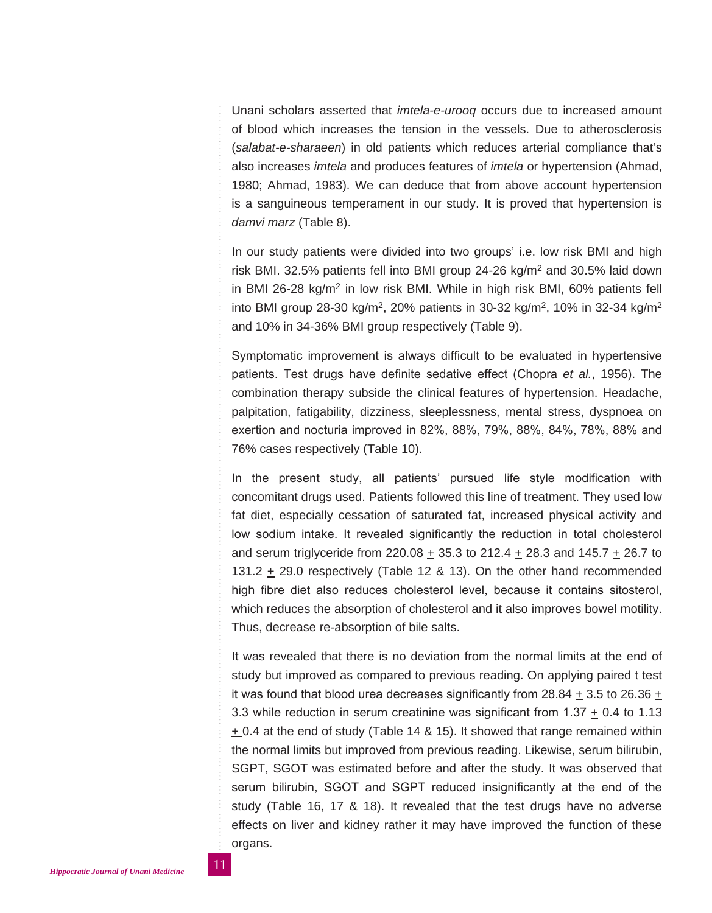Unani scholars asserted that *imtela-e-urooq* occurs due to increased amount of blood which increases the tension in the vessels. Due to atherosclerosis (*salabat-e-sharaeen*) in old patients which reduces arterial compliance that's also increases *imtela* and produces features of *imtela* or hypertension (Ahmad, 1980; Ahmad, 1983). We can deduce that from above account hypertension is a sanguineous temperament in our study. It is proved that hypertension is *damvi marz* (Table 8).

In our study patients were divided into two groups' i.e. low risk BMI and high risk BMI. 32.5% patients fell into BMI group 24-26 kg/m$^2$ and 30.5% laid down in BMI 26-28 kg/m$^2$ in low risk BMI. While in high risk BMI, 60% patients fell into BMI group 28-30 kg/m$^2$, 20% patients in 30-32 kg/m$^2$, 10% in 32-34 kg/m$^2$ and 10% in 34-36% BMI group respectively (Table 9).

Symptomatic improvement is always difficult to be evaluated in hypertensive patients. Test drugs have definite sedative effect (Chopra *et al.*, 1956). The combination therapy subside the clinical features of hypertension. Headache, palpitation, fatigability, dizziness, sleeplessness, mental stress, dyspnoea on exertion and nocturia improved in 82%, 88%, 79%, 88%, 84%, 78%, 88% and 76% cases respectively (Table 10).

In the present study, all patients' pursued life style modification with concomitant drugs used. Patients followed this line of treatment. They used low fat diet, especially cessation of saturated fat, increased physical activity and low sodium intake. It revealed significantly the reduction in total cholesterol and serum triglyceride from 220.08 $\pm$ 35.3 to 212.4 $\pm$ 28.3 and 145.7 $\pm$ 26.7 to 131.2 $\pm$ 29.0 respectively (Table 12 & 13). On the other hand recommended high fibre diet also reduces cholesterol level, because it contains sitosterol, which reduces the absorption of cholesterol and it also improves bowel motility. Thus, decrease re-absorption of bile salts.

It was revealed that there is no deviation from the normal limits at the end of study but improved as compared to previous reading. On applying paired t test it was found that blood urea decreases significantly from 28.84 $\pm$ 3.5 to 26.36 $\pm$ 3.3 while reduction in serum creatinine was significant from 1.37 $\pm$ 0.4 to 1.13 $\pm$ 0.4 at the end of study (Table 14 & 15). It showed that range remained within the normal limits but improved from previous reading. Likewise, serum bilirubin, SGPT, SGOT was estimated before and after the study. It was observed that serum bilirubin, SGOT and SGPT reduced insignificantly at the end of the study (Table 16, 17 & 18). It revealed that the test drugs have no adverse effects on liver and kidney rather it may have improved the function of these organs.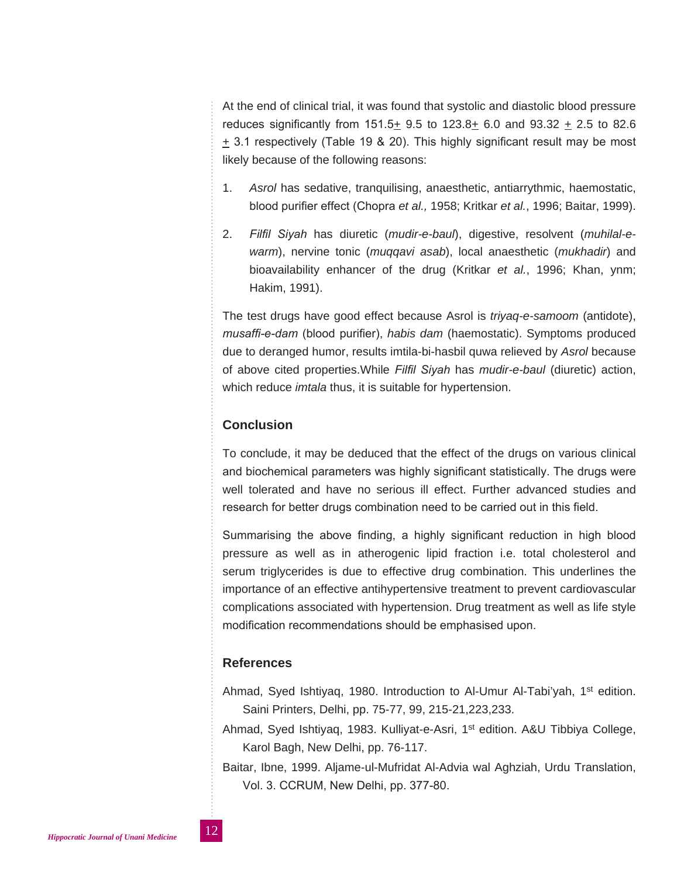At the end of clinical trial, it was found that systolic and diastolic blood pressure reduces significantly from 151.5$\pm$ 9.5 to 123.8$\pm$ 6.0 and 93.32 $\pm$ 2.5 to 82.6 $\pm$ 3.1 respectively (Table 19 & 20). This highly significant result may be most likely because of the following reasons:

1. *Asrol* has sedative, tranquilising, anaesthetic, antiarrythmic, haemostatic, blood purifier effect (Chopra *et al.,* 1958; Kritkar *et al.*, 1996; Baitar, 1999).

2. *Filfil Siyah* has diuretic (*mudir-e-baul*), digestive, resolvent (*muhilal-e-warm*), nervine tonic (*muqqavi asab*), local anaesthetic (*mukhadir*) and bioavailability enhancer of the drug (Kritkar *et al.*, 1996; Khan, ynm; Hakim, 1991).

The test drugs have good effect because Asrol is *triyaq-e-samoom* (antidote), *musaffi-e-dam* (blood purifier), *habis dam* (haemostatic). Symptoms produced due to deranged humor, results imtila-bi-hasbil quwa relieved by *Asrol* because of above cited properties.While *Filfil Siyah* has *mudir-e-baul* (diuretic) action, which reduce *imtala* thus, it is suitable for hypertension.

## Conclusion

To conclude, it may be deduced that the effect of the drugs on various clinical and biochemical parameters was highly significant statistically. The drugs were well tolerated and have no serious ill effect. Further advanced studies and research for better drugs combination need to be carried out in this field.

Summarising the above finding, a highly significant reduction in high blood pressure as well as in atherogenic lipid fraction i.e. total cholesterol and serum triglycerides is due to effective drug combination. This underlines the importance of an effective antihypertensive treatment to prevent cardiovascular complications associated with hypertension. Drug treatment as well as life style modification recommendations should be emphasised upon.

## References

Ahmad, Syed Ishtiyaq, 1980. Introduction to Al-Umur Al-Tabi'yah, 1st edition. Saini Printers, Delhi, pp. 75-77, 99, 215-21,223,233.

Ahmad, Syed Ishtiyaq, 1983. Kulliyat-e-Asri, 1st edition. A&U Tibbiya College, Karol Bagh, New Delhi, pp. 76-117.

Baitar, Ibne, 1999. Aljame-ul-Mufridat Al-Advia wal Aghziah, Urdu Translation, Vol. 3. CCRUM, New Delhi, pp. 377-80.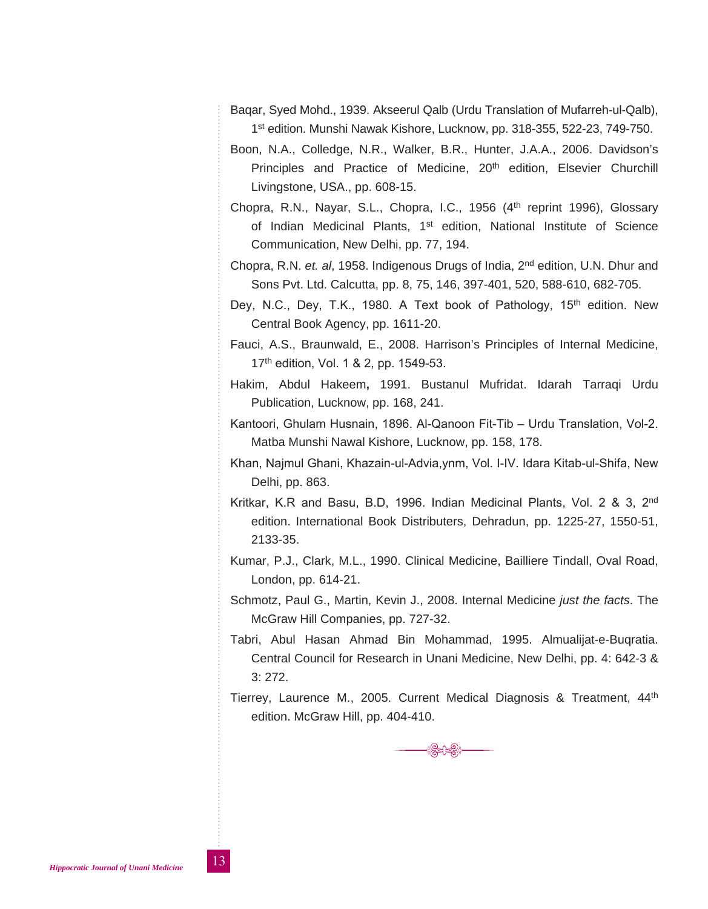Baqar, Syed Mohd., 1939. Akseerul Qalb (Urdu Translation of Mufarreh-ul-Qalb), 1st edition. Munshi Nawak Kishore, Lucknow, pp. 318-355, 522-23, 749-750.

Boon, N.A., Colledge, N.R., Walker, B.R., Hunter, J.A.A., 2006. Davidson's Principles and Practice of Medicine, 20th edition, Elsevier Churchill Livingstone, USA., pp. 608-15.

Chopra, R.N., Nayar, S.L., Chopra, I.C., 1956 (4th reprint 1996), Glossary of Indian Medicinal Plants, 1st edition, National Institute of Science Communication, New Delhi, pp. 77, 194.

Chopra, R.N. *et. al*, 1958. Indigenous Drugs of India, 2nd edition, U.N. Dhur and Sons Pvt. Ltd. Calcutta, pp. 8, 75, 146, 397-401, 520, 588-610, 682-705.

Dey, N.C., Dey, T.K., 1980. A Text book of Pathology, 15th edition. New Central Book Agency, pp. 1611-20.

Fauci, A.S., Braunwald, E., 2008. Harrison's Principles of Internal Medicine, 17th edition, Vol. 1 & 2, pp. 1549-53.

Hakim, Abdul Hakeem**,** 1991. Bustanul Mufridat. Idarah Tarraqi Urdu Publication, Lucknow, pp. 168, 241.

Kantoori, Ghulam Husnain, 1896. Al-Qanoon Fit-Tib – Urdu Translation, Vol-2. Matba Munshi Nawal Kishore, Lucknow, pp. 158, 178.

Khan, Najmul Ghani, Khazain-ul-Advia,ynm, Vol. I-IV. Idara Kitab-ul-Shifa, New Delhi, pp. 863.

Kritkar, K.R and Basu, B.D, 1996. Indian Medicinal Plants, Vol. 2 & 3, 2nd edition. International Book Distributers, Dehradun, pp. 1225-27, 1550-51, 2133-35.

Kumar, P.J., Clark, M.L., 1990. Clinical Medicine, Bailliere Tindall, Oval Road, London, pp. 614-21.

Schmotz, Paul G., Martin, Kevin J., 2008. Internal Medicine *just the facts*. The McGraw Hill Companies, pp. 727-32.

Tabri, Abul Hasan Ahmad Bin Mohammad, 1995. Almualijat-e-Buqratia. Central Council for Research in Unani Medicine, New Delhi, pp. 4: 642-3 & 3: 272.

Tierrey, Laurence M., 2005. Current Medical Diagnosis & Treatment, 44th edition. McGraw Hill, pp. 404-410.